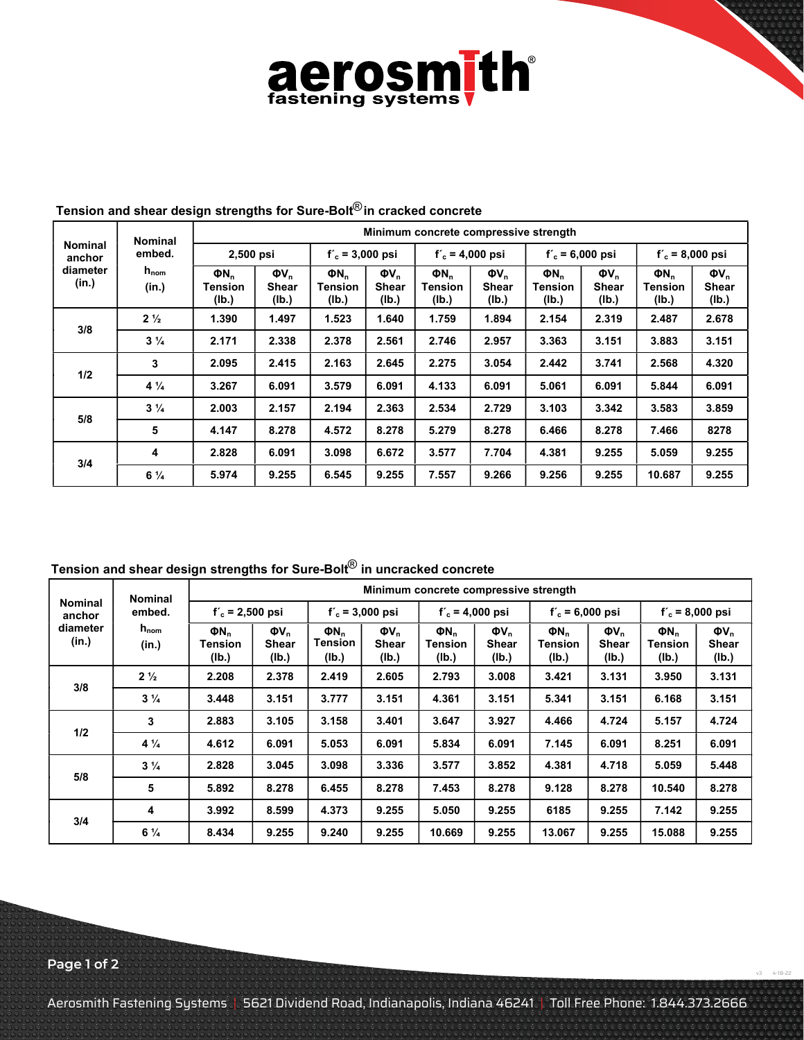## Tension and shear design strengths for Sure-Bolt® in cracked concrete

| Nominal anchor diameter (in.) | Nominal embed. $h_{nom}$ (in.) | Minimum concrete compressive strength | | | | | | | | | |
|---|---|---|---|---|---|---|---|---|---|---|---|
| | | 2,500 psi | | $f'_c$ = 3,000 psi | | $f'_c$ = 4,000 psi | | $f'_c$ = 6,000 psi | | $f'_c$ = 8,000 psi | |
| | | $\Phi N_n$ Tension (lb.) | $\Phi V_n$ Shear (lb.) | $\Phi N_n$ Tension (lb.) | $\Phi V_n$ Shear (lb.) | $\Phi N_n$ Tension (lb.) | $\Phi V_n$ Shear (lb.) | $\Phi N_n$ Tension (lb.) | $\Phi V_n$ Shear (lb.) | $\Phi N_n$ Tension (lb.) | $\Phi V_n$ Shear (lb.) |
| 3/8 | 2 ½ | 1.390 | 1.497 | 1.523 | 1.640 | 1.759 | 1.894 | 2.154 | 2.319 | 2.487 | 2.678 |
| | 3 ¼ | 2.171 | 2.338 | 2.378 | 2.561 | 2.746 | 2.957 | 3.363 | 3.151 | 3.883 | 3.151 |
| 1/2 | 3 | 2.095 | 2.415 | 2.163 | 2.645 | 2.275 | 3.054 | 2.442 | 3.741 | 2.568 | 4.320 |
| | 4 ¼ | 3.267 | 6.091 | 3.579 | 6.091 | 4.133 | 6.091 | 5.061 | 6.091 | 5.844 | 6.091 |
| 5/8 | 3 ¼ | 2.003 | 2.157 | 2.194 | 2.363 | 2.534 | 2.729 | 3.103 | 3.342 | 3.583 | 3.859 |
| | 5 | 4.147 | 8.278 | 4.572 | 8.278 | 5.279 | 8.278 | 6.466 | 8.278 | 7.466 | 8278 |
| 3/4 | 4 | 2.828 | 6.091 | 3.098 | 6.672 | 3.577 | 7.704 | 4.381 | 9.255 | 5.059 | 9.255 |
| | 6 ¼ | 5.974 | 9.255 | 6.545 | 9.255 | 7.557 | 9.266 | 9.256 | 9.255 | 10.687 | 9.255 |

## Tension and shear design strengths for Sure-Bolt® in uncracked concrete

| Nominal anchor diameter (in.) | Nominal embed. $h_{nom}$ (in.) | Minimum concrete compressive strength | | | | | | | | | |
|---|---|---|---|---|---|---|---|---|---|---|---|
| | | $f'_c$ = 2,500 psi | | $f'_c$ = 3,000 psi | | $f'_c$ = 4,000 psi | | $f'_c$ = 6,000 psi | | $f'_c$ = 8,000 psi | |
| | | $\Phi N_n$ Tension (lb.) | $\Phi V_n$ Shear (lb.) | $\Phi N_n$ Tension (lb.) | $\Phi V_n$ Shear (lb.) | $\Phi N_n$ Tension (lb.) | $\Phi V_n$ Shear (lb.) | $\Phi N_n$ Tension (lb.) | $\Phi V_n$ Shear (lb.) | $\Phi N_n$ Tension (lb.) | $\Phi V_n$ Shear (lb.) |
| 3/8 | 2 ½ | 2.208 | 2.378 | 2.419 | 2.605 | 2.793 | 3.008 | 3.421 | 3.131 | 3.950 | 3.131 |
| | 3 ¼ | 3.448 | 3.151 | 3.777 | 3.151 | 4.361 | 3.151 | 5.341 | 3.151 | 6.168 | 3.151 |
| 1/2 | 3 | 2.883 | 3.105 | 3.158 | 3.401 | 3.647 | 3.927 | 4.466 | 4.724 | 5.157 | 4.724 |
| | 4 ¼ | 4.612 | 6.091 | 5.053 | 6.091 | 5.834 | 6.091 | 7.145 | 6.091 | 8.251 | 6.091 |
| 5/8 | 3 ¼ | 2.828 | 3.045 | 3.098 | 3.336 | 3.577 | 3.852 | 4.381 | 4.718 | 5.059 | 5.448 |
| | 5 | 5.892 | 8.278 | 6.455 | 8.278 | 7.453 | 8.278 | 9.128 | 8.278 | 10.540 | 8.278 |
| 3/4 | 4 | 3.992 | 8.599 | 4.373 | 9.255 | 5.050 | 9.255 | 6185 | 9.255 | 7.142 | 9.255 |
| | 6 ¼ | 8.434 | 9.255 | 9.240 | 9.255 | 10.669 | 9.255 | 13.067 | 9.255 | 15.088 | 9.255 |

Aerosmith Fastening Systems | 5621 Dividend Road, Indianapolis, Indiana 46241 | Toll Free Phone: 1.844.373.2666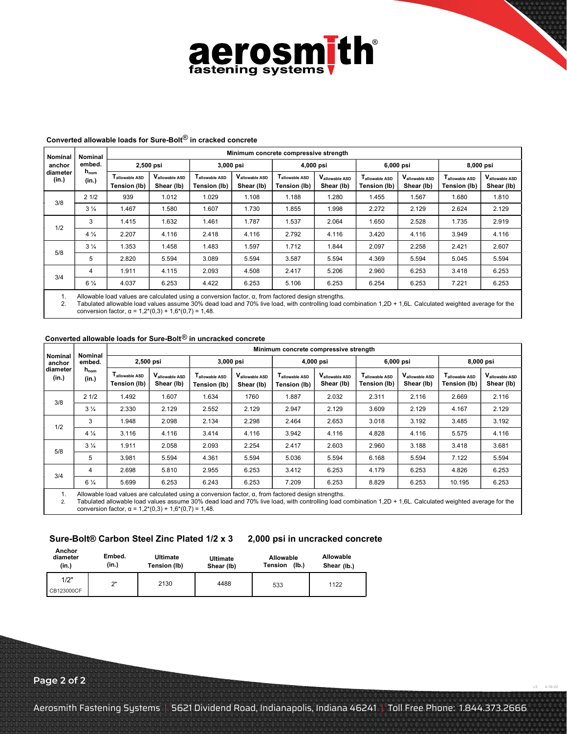aerosmith fastening systems®

### Converted allowable loads for Sure-Bolt® in cracked concrete

| Nominal anchor diameter (in.) | Nominal embed. $h_{nom}$ (in.) | Minimum concrete compressive strength | | | | | | | | | |
|---|---|---|---|---|---|---|---|---|---|---|---|
| | | 2,500 psi | | 3,000 psi | | 4,000 psi | | 6,000 psi | | 8,000 psi | |
| | | $T_{allowable\ ASD}$ Tension (lb) | $V_{allowable\ ASD}$ Shear (lb) | $T_{allowable\ ASD}$ Tension (lb) | $V_{allowable\ ASD}$ Shear (lb) | $T_{allowable\ ASD}$ Tension (lb) | $V_{allowable\ ASD}$ Shear (lb) | $T_{allowable\ ASD}$ Tension (lb) | $V_{allowable\ ASD}$ Shear (lb) | $T_{allowable\ ASD}$ Tension (lb) | $V_{allowable\ ASD}$ Shear (lb) |
| 3/8 | 2 1/2 | 939 | 1.012 | 1.029 | 1.108 | 1.188 | 1.280 | 1.455 | 1.567 | 1.680 | 1.810 |
| | 3 ¼ | 1.467 | 1.580 | 1.607 | 1.730 | 1.855 | 1.998 | 2.272 | 2.129 | 2.624 | 2.129 |
| 1/2 | 3 | 1.415 | 1.632 | 1.461 | 1.787 | 1.537 | 2.064 | 1.650 | 2.528 | 1.735 | 2.919 |
| | 4 ¼ | 2.207 | 4.116 | 2.418 | 4.116 | 2.792 | 4.116 | 3.420 | 4.116 | 3.949 | 4.116 |
| 5/8 | 3 ¼ | 1.353 | 1.458 | 1.483 | 1.597 | 1.712 | 1.844 | 2.097 | 2.258 | 2.421 | 2.607 |
| | 5 | 2.820 | 5.594 | 3.089 | 5.594 | 3.587 | 5.594 | 4.369 | 5.594 | 5.045 | 5.594 |
| 3/4 | 4 | 1.911 | 4.115 | 2.093 | 4.508 | 2.417 | 5.206 | 2.960 | 6.253 | 3.418 | 6.253 |
| | 6 ¼ | 4.037 | 6.253 | 4.422 | 6.253 | 5.106 | 6.253 | 6.254 | 6.253 | 7.221 | 6.253 |

1. Allowable load values are calculated using a conversion factor, α, from factored design strengths.
2. Tabulated allowable load values assume 30% dead load and 70% live load, with controlling load combination 1,2D + 1,6L. Calculated weighted average for the conversion factor, α = 1,2*(0,3) + 1,6*(0,7) = 1,48.

### Converted allowable loads for Sure-Bolt® in uncracked concrete

| Nominal anchor diameter (in.) | Nominal embed. $h_{nom}$ (in.) | Minimum concrete compressive strength | | | | | | | | | |
|---|---|---|---|---|---|---|---|---|---|---|---|
| | | 2,500 psi | | 3,000 psi | | 4,000 psi | | 6,000 psi | | 8,000 psi | |
| | | $T_{allowable\ ASD}$ Tension (lb) | $V_{allowable\ ASD}$ Shear (lb) | $T_{allowable\ ASD}$ Tension (lb) | $V_{allowable\ ASD}$ Shear (lb) | $T_{allowable\ ASD}$ Tension (lb) | $V_{allowable\ ASD}$ Shear (lb) | $T_{allowable\ ASD}$ Tension (lb) | $V_{allowable\ ASD}$ Shear (lb) | $T_{allowable\ ASD}$ Tension (lb) | $V_{allowable\ ASD}$ Shear (lb) |
| 3/8 | 2 1/2 | 1.492 | 1.607 | 1.634 | 1760 | 1.887 | 2.032 | 2.311 | 2.116 | 2.669 | 2.116 |
| | 3 ¼ | 2.330 | 2.129 | 2.552 | 2.129 | 2.947 | 2.129 | 3.609 | 2.129 | 4.167 | 2.129 |
| 1/2 | 3 | 1.948 | 2.098 | 2.134 | 2.298 | 2.464 | 2.653 | 3.018 | 3.192 | 3.485 | 3.192 |
| | 4 ¼ | 3.116 | 4.116 | 3.414 | 4.116 | 3.942 | 4.116 | 4.828 | 4.116 | 5.575 | 4.116 |
| 5/8 | 3 ¼ | 1.911 | 2.058 | 2.093 | 2.254 | 2.417 | 2.603 | 2.960 | 3.188 | 3.418 | 3.681 |
| | 5 | 3.981 | 5.594 | 4.361 | 5.594 | 5.036 | 5.594 | 6.168 | 5.594 | 7.122 | 5.594 |
| 3/4 | 4 | 2.698 | 5.810 | 2.955 | 6.253 | 3.412 | 6.253 | 4.179 | 6.253 | 4.826 | 6.253 |
| | 6 ¼ | 5.699 | 6.253 | 6.243 | 6.253 | 7.209 | 6.253 | 8.829 | 6.253 | 10.195 | 6.253 |

1. Allowable load values are calculated using a conversion factor, α, from factored design strengths.
2. Tabulated allowable load values assume 30% dead load and 70% live load, with controlling load combination 1,2D + 1,6L. Calculated weighted average for the conversion factor, α = 1,2*(0,3) + 1,6*(0,7) = 1,48.

### Sure-Bolt® Carbon Steel Zinc Plated 1/2 x 3 &nbsp;&nbsp; 2,000 psi in uncracked concrete

| Anchor diameter (in.) | Embed. (in.) | Ultimate Tension (lb) | Ultimate Shear (lb) | Allowable Tension (lb.) | Allowable Shear (lb.) |
|---|---|---|---|---|---|
| 1/2" CB123000CF | 2" | 2130 | 4488 | 533 | 1122 |

Aerosmith Fastening Systems | 5621 Dividend Road, Indianapolis, Indiana 46241 | Toll Free Phone: 1.844.373.2666